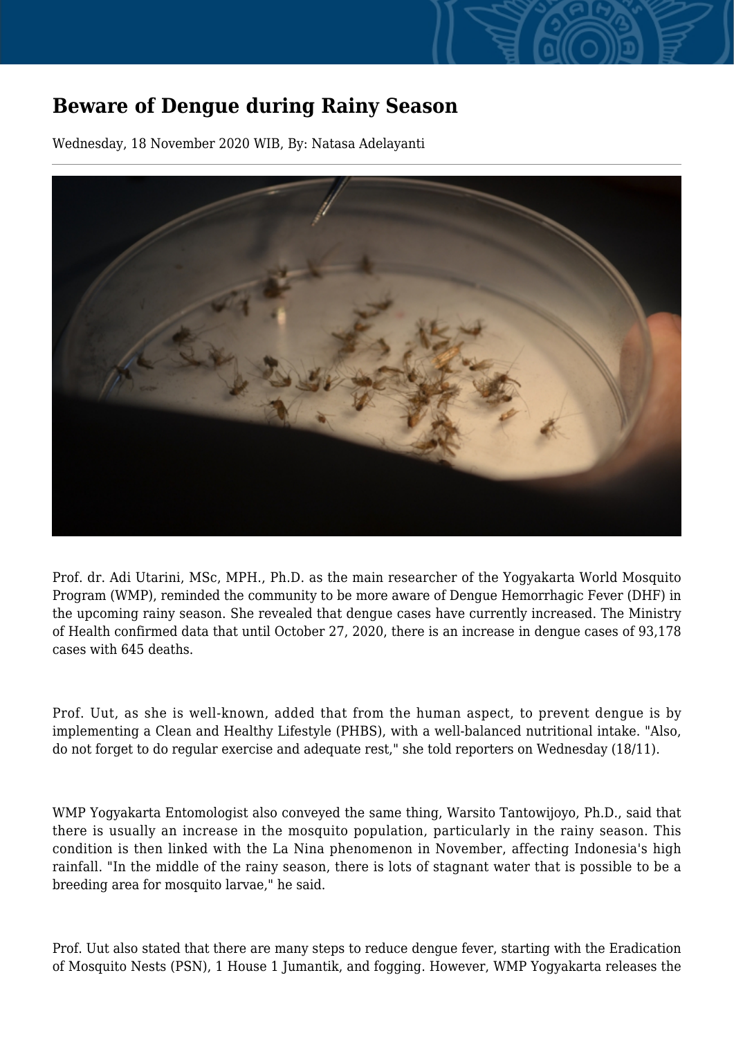# Beware of Dengue during Rainy Season

Wednesday, 18 November 2020 WIB, By: Natasa Adelayanti

Prof. dr. Adi Utarini, MSc, MPH., Ph.D. as the main researcher of the Yogyakarta World Mosquito Program (WMP), reminded the community to be more aware of Dengue Hemorrhagic Fever (DHF) in the upcoming rainy season. She revealed that dengue cases have currently increased. The Ministry of Health confirmed data that until October 27, 2020, there is an increase in dengue cases of 93,178 cases with 645 deaths.

Prof. Uut, as she is well-known, added that from the human aspect, to prevent dengue is by implementing a Clean and Healthy Lifestyle (PHBS), with a well-balanced nutritional intake. "Also, do not forget to do regular exercise and adequate rest," she told reporters on Wednesday (18/11).

WMP Yogyakarta Entomologist also conveyed the same thing, Warsito Tantowijoyo, Ph.D., said that there is usually an increase in the mosquito population, particularly in the rainy season. This condition is then linked with the La Nina phenomenon in November, affecting Indonesia's high rainfall. "In the middle of the rainy season, there is lots of stagnant water that is possible to be a breeding area for mosquito larvae," he said.

Prof. Uut also stated that there are many steps to reduce dengue fever, starting with the Eradication of Mosquito Nests (PSN), 1 House 1 Jumantik, and fogging. However, WMP Yogyakarta releases the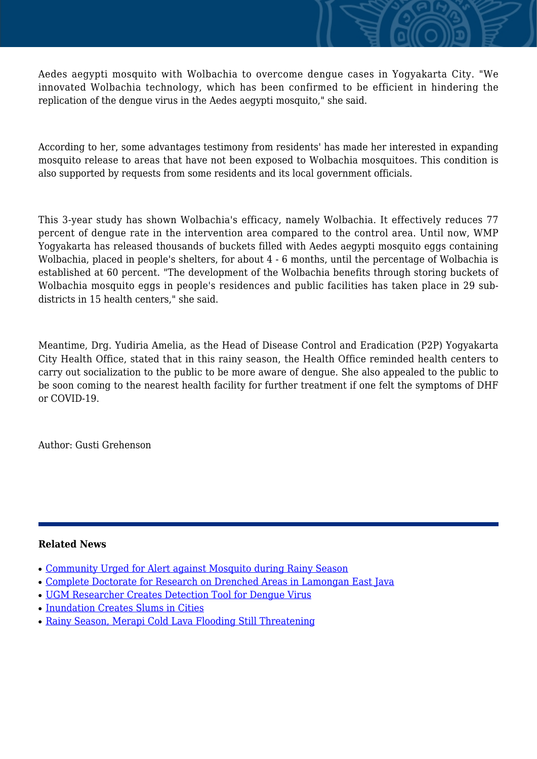Aedes aegypti mosquito with Wolbachia to overcome dengue cases in Yogyakarta City. "We innovated Wolbachia technology, which has been confirmed to be efficient in hindering the replication of the dengue virus in the Aedes aegypti mosquito," she said.

According to her, some advantages testimony from residents' has made her interested in expanding mosquito release to areas that have not been exposed to Wolbachia mosquitoes. This condition is also supported by requests from some residents and its local government officials.

This 3-year study has shown Wolbachia's efficacy, namely Wolbachia. It effectively reduces 77 percent of dengue rate in the intervention area compared to the control area. Until now, WMP Yogyakarta has released thousands of buckets filled with Aedes aegypti mosquito eggs containing Wolbachia, placed in people's shelters, for about 4 - 6 months, until the percentage of Wolbachia is established at 60 percent. "The development of the Wolbachia benefits through storing buckets of Wolbachia mosquito eggs in people's residences and public facilities has taken place in 29 sub-districts in 15 health centers," she said.

Meantime, Drg. Yudiria Amelia, as the Head of Disease Control and Eradication (P2P) Yogyakarta City Health Office, stated that in this rainy season, the Health Office reminded health centers to carry out socialization to the public to be more aware of dengue. She also appealed to the public to be soon coming to the nearest health facility for further treatment if one felt the symptoms of DHF or COVID-19.

Author: Gusti Grehenson

**Related News**

- Community Urged for Alert against Mosquito during Rainy Season
- Complete Doctorate for Research on Drenched Areas in Lamongan East Java
- UGM Researcher Creates Detection Tool for Dengue Virus
- Inundation Creates Slums in Cities
- Rainy Season, Merapi Cold Lava Flooding Still Threatening